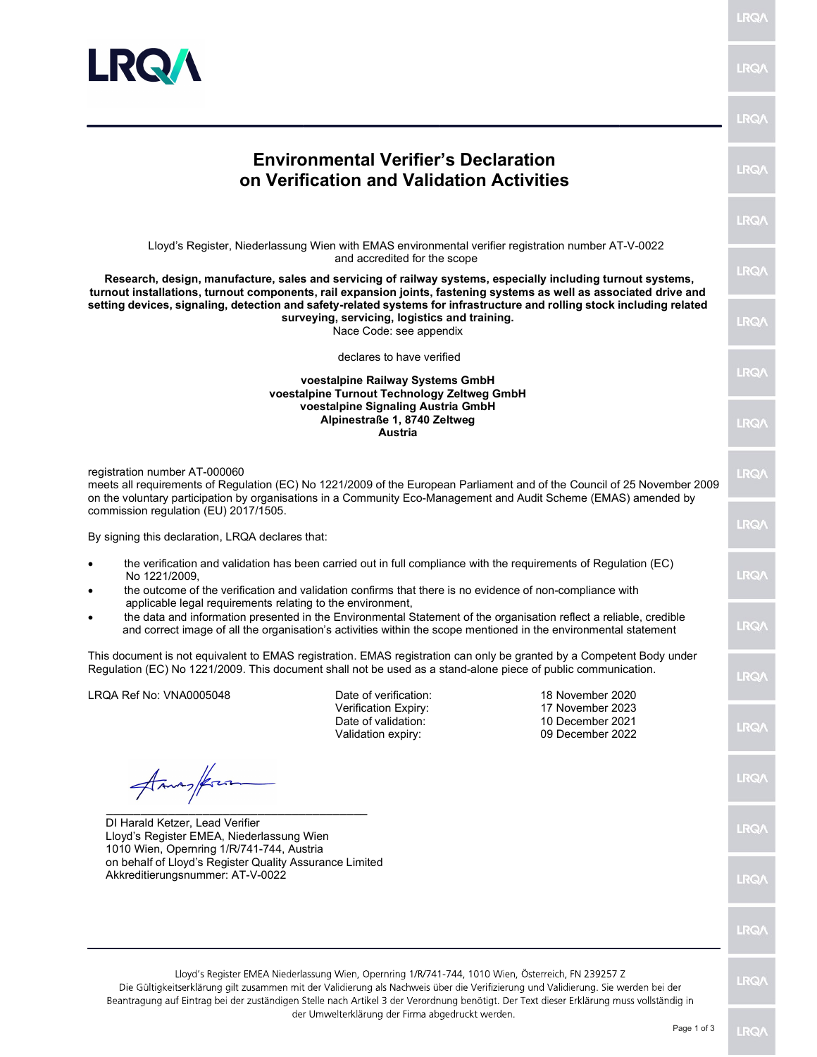# Environmental Verifier's Declaration on Verification and Validation Activities

Lloyd's Register, Niederlassung Wien with EMAS environmental verifier registration number AT-V-0022 and accredited for the scope

**Research, design, manufacture, sales and servicing of railway systems, especially including turnout systems, turnout installations, turnout components, rail expansion joints, fastening systems as well as associated drive and setting devices, signaling, detection and safety-related systems for infrastructure and rolling stock including related surveying, servicing, logistics and training.**
Nace Code: see appendix

declares to have verified

**voestalpine Railway Systems GmbH**
**voestalpine Turnout Technology Zeltweg GmbH**
**voestalpine Signaling Austria GmbH**
**Alpinestraße 1, 8740 Zeltweg**
**Austria**

registration number AT-000060
meets all requirements of Regulation (EC) No 1221/2009 of the European Parliament and of the Council of 25 November 2009 on the voluntary participation by organisations in a Community Eco-Management and Audit Scheme (EMAS) amended by commission regulation (EU) 2017/1505.

By signing this declaration, LRQA declares that:

- the verification and validation has been carried out in full compliance with the requirements of Regulation (EC) No 1221/2009,
- the outcome of the verification and validation confirms that there is no evidence of non-compliance with applicable legal requirements relating to the environment,
- the data and information presented in the Environmental Statement of the organisation reflect a reliable, credible and correct image of all the organisation's activities within the scope mentioned in the environmental statement

This document is not equivalent to EMAS registration. EMAS registration can only be granted by a Competent Body under Regulation (EC) No 1221/2009. This document shall not be used as a stand-alone piece of public communication.

LRQA Ref No: VNA0005048

| | |
|---|---|
| Date of verification: | 18 November 2020 |
| Verification Expiry: | 17 November 2023 |
| Date of validation: | 10 December 2021 |
| Validation expiry: | 09 December 2022 |

DI Harald Ketzer, Lead Verifier
Lloyd's Register EMEA, Niederlassung Wien
1010 Wien, Opernring 1/R/741-744, Austria
on behalf of Lloyd's Register Quality Assurance Limited
Akkreditierungsnummer: AT-V-0022

Lloyd's Register EMEA Niederlassung Wien, Opernring 1/R/741-744, 1010 Wien, Österreich, FN 239257 Z
Die Gültigkeitserklärung gilt zusammen mit der Validierung als Nachweis über die Verifizierung und Validierung. Sie werden bei der Beantragung auf Eintrag bei der zuständigen Stelle nach Artikel 3 der Verordnung benötigt. Der Text dieser Erklärung muss vollständig in der Umwelterklärung der Firma abgedruckt werden.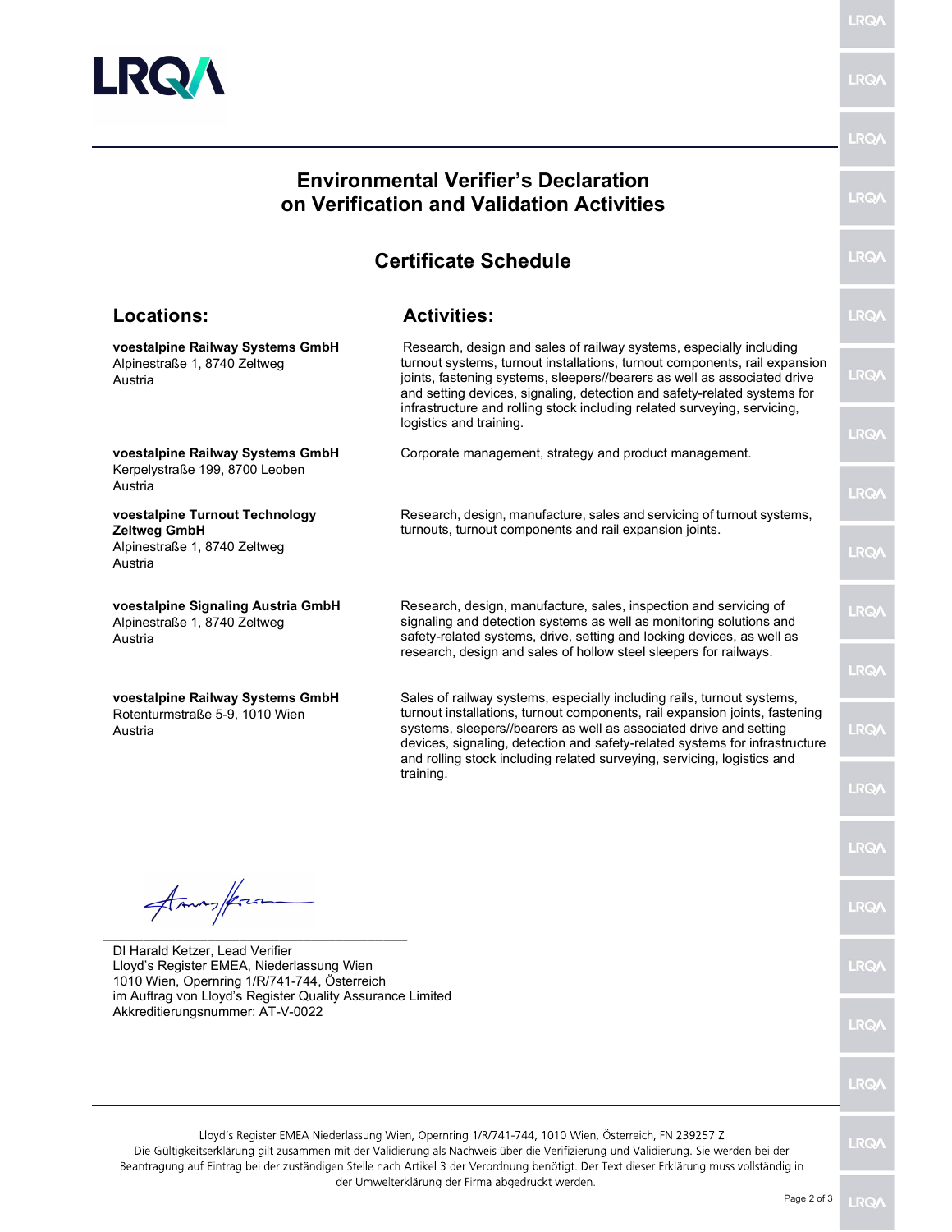# Environmental Verifier's Declaration on Verification and Validation Activities

## Certificate Schedule

| Locations: | Activities: |
| --- | --- |
| **voestalpine Railway Systems GmbH**<br>Alpinestraße 1, 8740 Zeltweg<br>Austria | Research, design and sales of railway systems, especially including turnout systems, turnout installations, turnout components, rail expansion joints, fastening systems, sleepers//bearers as well as associated drive and setting devices, signaling, detection and safety-related systems for infrastructure and rolling stock including related surveying, servicing, logistics and training. |
| **voestalpine Railway Systems GmbH**<br>Kerpelystraße 199, 8700 Leoben<br>Austria | Corporate management, strategy and product management. |
| **voestalpine Turnout Technology Zeltweg GmbH**<br>Alpinestraße 1, 8740 Zeltweg<br>Austria | Research, design, manufacture, sales and servicing of turnout systems, turnouts, turnout components and rail expansion joints. |
| **voestalpine Signaling Austria GmbH**<br>Alpinestraße 1, 8740 Zeltweg<br>Austria | Research, design, manufacture, sales, inspection and servicing of signaling and detection systems as well as monitoring solutions and safety-related systems, drive, setting and locking devices, as well as research, design and sales of hollow steel sleepers for railways. |
| **voestalpine Railway Systems GmbH**<br>Rotenturmstraße 5-9, 1010 Wien<br>Austria | Sales of railway systems, especially including rails, turnout systems, turnout installations, turnout components, rail expansion joints, fastening systems, sleepers//bearers as well as associated drive and setting devices, signaling, detection and safety-related systems for infrastructure and rolling stock including related surveying, servicing, logistics and training. |

_________________________________________

DI Harald Ketzer, Lead Verifier
Lloyd's Register EMEA, Niederlassung Wien
1010 Wien, Opernring 1/R/741-744, Österreich
im Auftrag von Lloyd's Register Quality Assurance Limited
Akkreditierungsnummer: AT-V-0022

Lloyd's Register EMEA Niederlassung Wien, Opernring 1/R/741-744, 1010 Wien, Österreich, FN 239257 Z
Die Gültigkeitserklärung gilt zusammen mit der Validierung als Nachweis über die Verifizierung und Validierung. Sie werden bei der Beantragung auf Eintrag bei der zuständigen Stelle nach Artikel 3 der Verordnung benötigt. Der Text dieser Erklärung muss vollständig in der Umwelterklärung der Firma abgedruckt werden.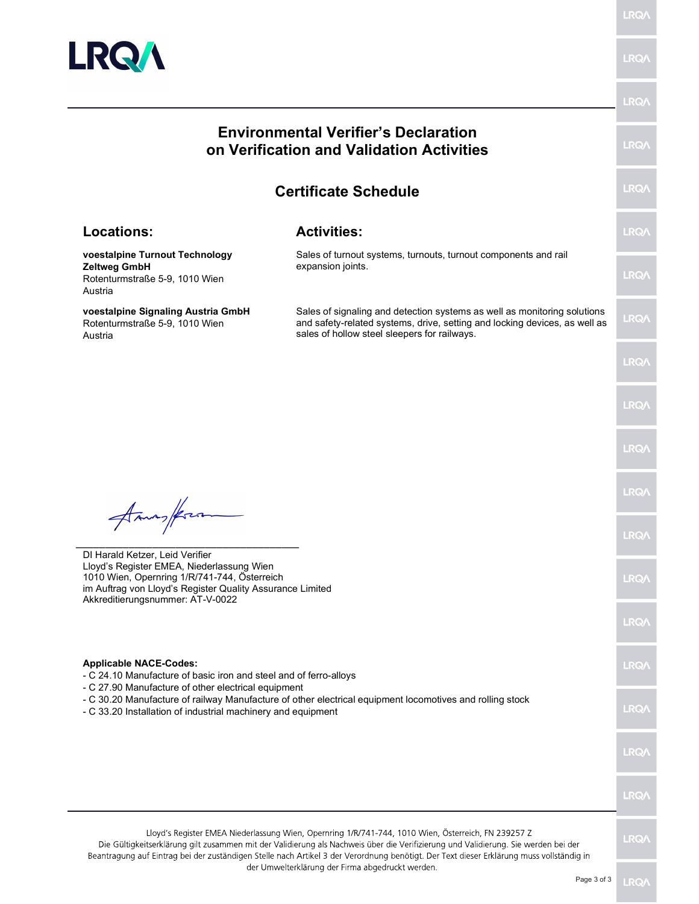# Environmental Verifier's Declaration on Verification and Validation Activities

## Certificate Schedule

| Locations: | Activities: |
| --- | --- |
| **voestalpine Turnout Technology Zeltweg GmbH**<br>Rotenturmstraße 5-9, 1010 Wien<br>Austria | Sales of turnout systems, turnouts, turnout components and rail expansion joints. |
| **voestalpine Signaling Austria GmbH**<br>Rotenturmstraße 5-9, 1010 Wien<br>Austria | Sales of signaling and detection systems as well as monitoring solutions and safety-related systems, drive, setting and locking devices, as well as sales of hollow steel sleepers for railways. |

DI Harald Ketzer, Leid Verifier
Lloyd's Register EMEA, Niederlassung Wien
1010 Wien, Opernring 1/R/741-744, Österreich
im Auftrag von Lloyd's Register Quality Assurance Limited
Akkreditierungsnummer: AT-V-0022

**Applicable NACE-Codes:**
- C 24.10 Manufacture of basic iron and steel and of ferro-alloys
- C 27.90 Manufacture of other electrical equipment
- C 30.20 Manufacture of railway Manufacture of other electrical equipment locomotives and rolling stock
- C 33.20 Installation of industrial machinery and equipment

Lloyd's Register EMEA Niederlassung Wien, Opernring 1/R/741-744, 1010 Wien, Österreich, FN 239257 Z
Die Gültigkeitserklärung gilt zusammen mit der Validierung als Nachweis über die Verifizierung und Validierung. Sie werden bei der Beantragung auf Eintrag bei der zuständigen Stelle nach Artikel 3 der Verordnung benötigt. Der Text dieser Erklärung muss vollständig in der Umwelterklärung der Firma abgedruckt werden.